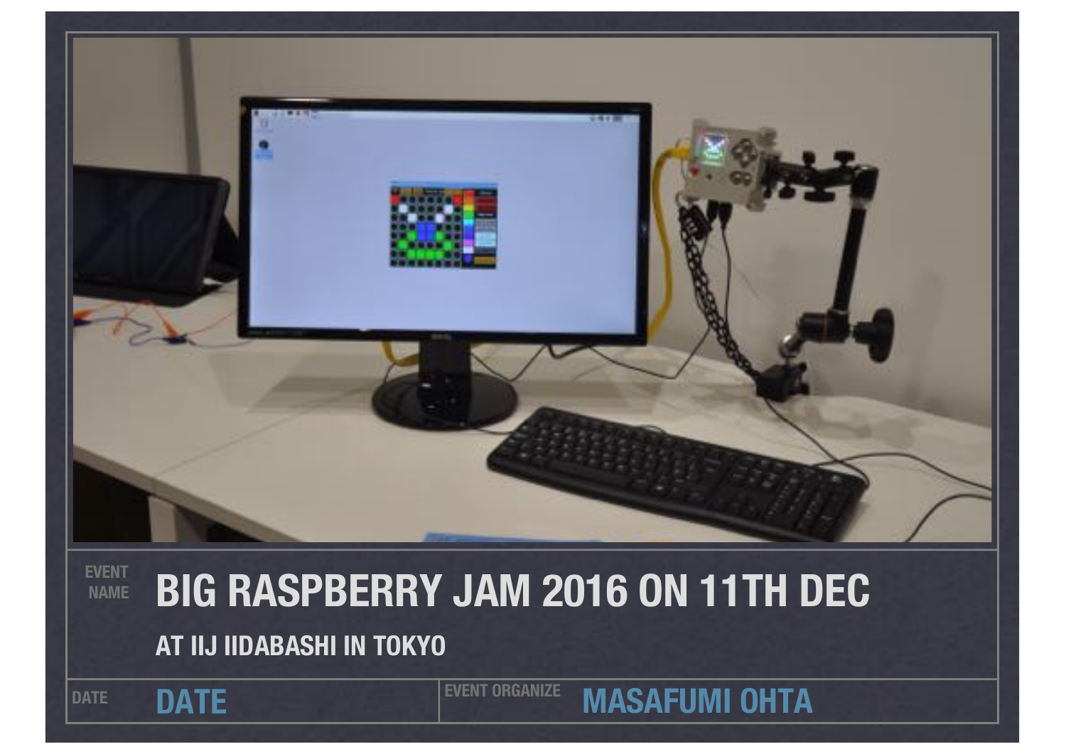EVENT NAME

# BIG RASPBERRY JAM 2016 ON 11TH DEC

## AT IIJ IIDABASHI IN TOKYO

DATE **DATE**

EVENT ORGANIZE **MASAFUMI OHTA**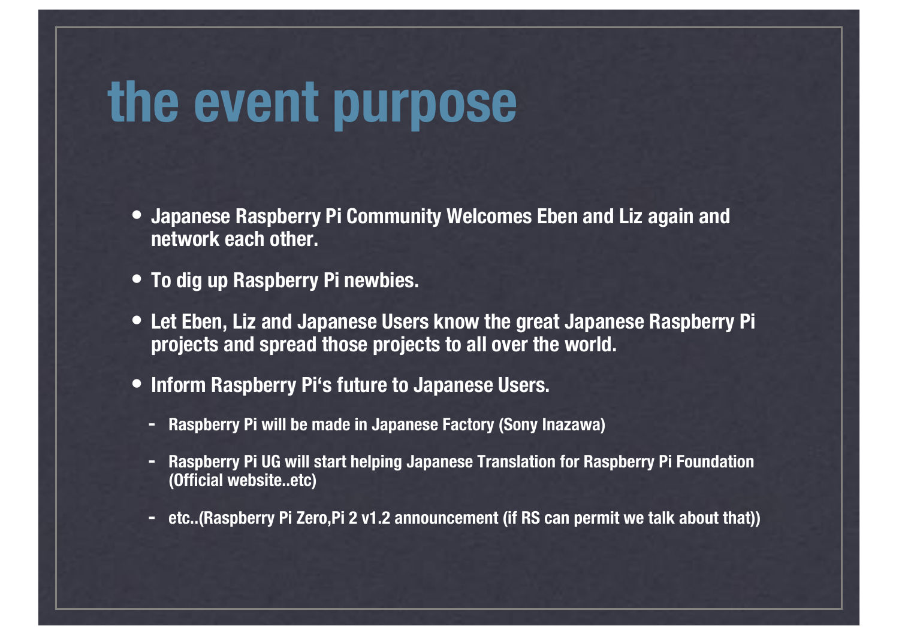# the event purpose

- Japanese Raspberry Pi Community Welcomes Eben and Liz again and network each other.
- To dig up Raspberry Pi newbies.
- Let Eben, Liz and Japanese Users know the great Japanese Raspberry Pi projects and spread those projects to all over the world.
- Inform Raspberry Pi‘s future to Japanese Users.
  - Raspberry Pi will be made in Japanese Factory (Sony Inazawa)
  - Raspberry Pi UG will start helping Japanese Translation for Raspberry Pi Foundation (Official website..etc)
  - etc..(Raspberry Pi Zero,Pi 2 v1.2 announcement (if RS can permit we talk about that))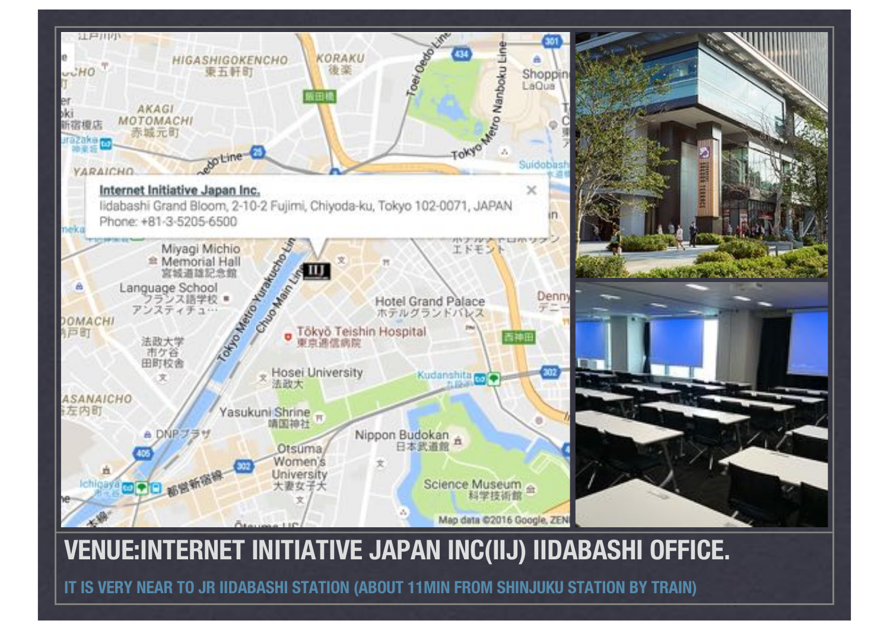# VENUE:INTERNET INITIATIVE JAPAN INC(IIJ) IIDABASHI OFFICE.

IT IS VERY NEAR TO JR IIDABASHI STATION (ABOUT 11MIN FROM SHINJUKU STATION BY TRAIN)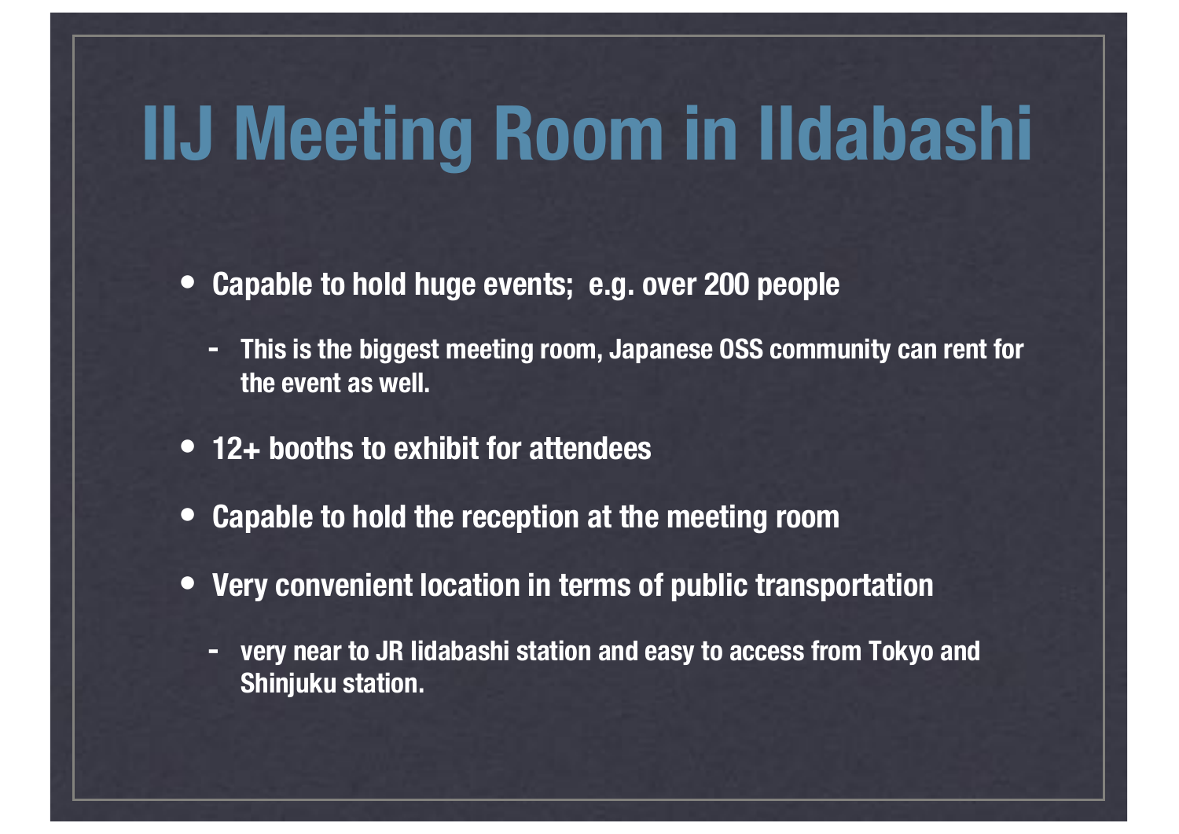# IIJ Meeting Room in IIdabashi

- Capable to hold huge events;  e.g. over 200 people
  - This is the biggest meeting room, Japanese OSS community can rent for the event as well.
- 12+ booths to exhibit for attendees
- Capable to hold the reception at the meeting room
- Very convenient location in terms of public transportation
  - very near to JR Iidabashi station and easy to access from Tokyo and Shinjuku station.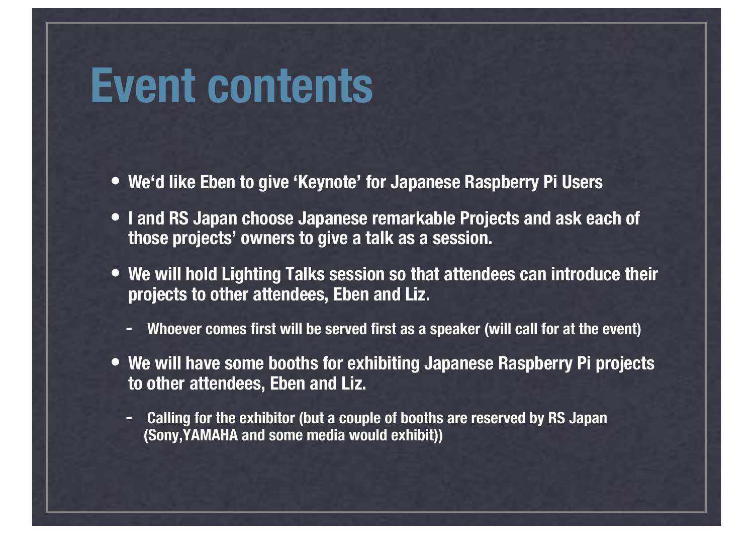# Event contents

- We'd like Eben to give 'Keynote' for Japanese Raspberry Pi Users
- I and RS Japan choose Japanese remarkable Projects and ask each of those projects' owners to give a talk as a session.
- We will hold Lighting Talks session so that attendees can introduce their projects to other attendees, Eben and Liz.
  - Whoever comes first will be served first as a speaker (will call for at the event)
- We will have some booths for exhibiting Japanese Raspberry Pi projects to other attendees, Eben and Liz.
  - Calling for the exhibitor (but a couple of booths are reserved by RS Japan (Sony,YAMAHA and some media would exhibit))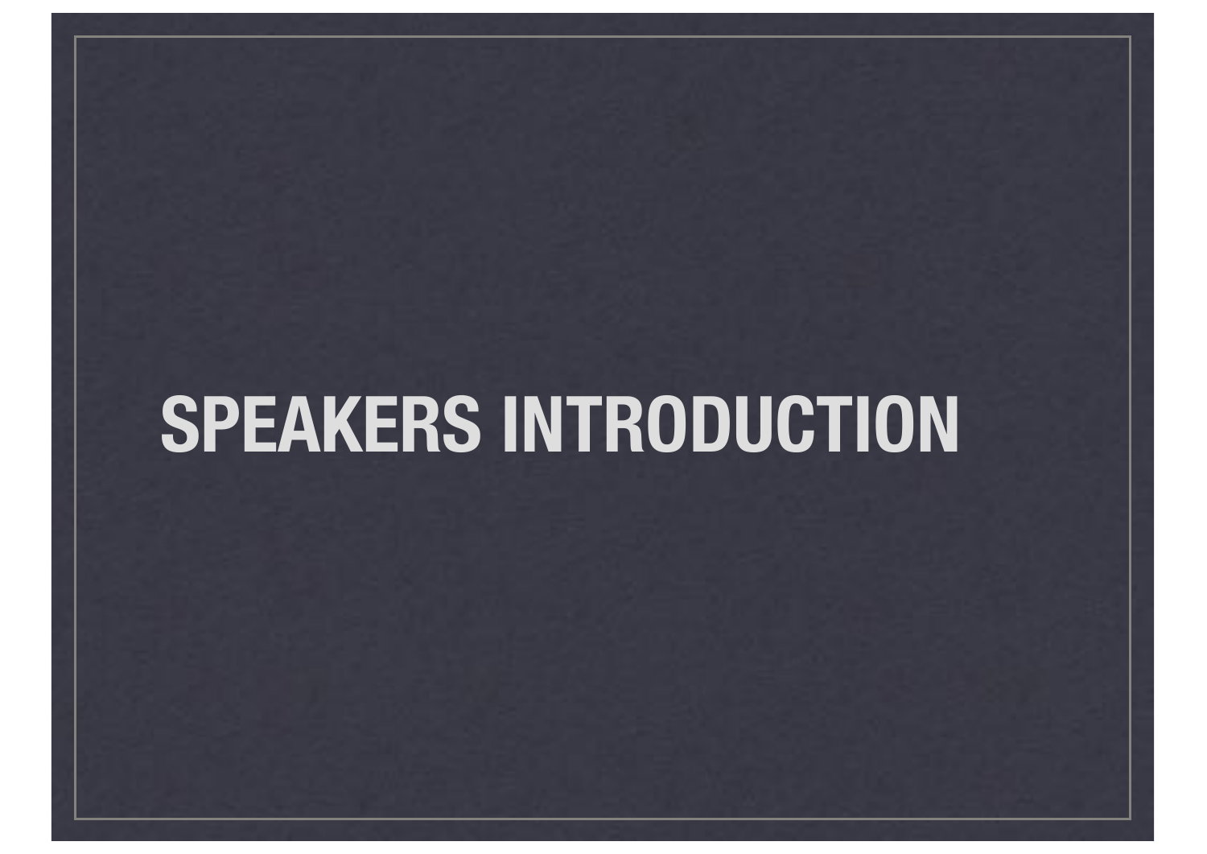# SPEAKERS INTRODUCTION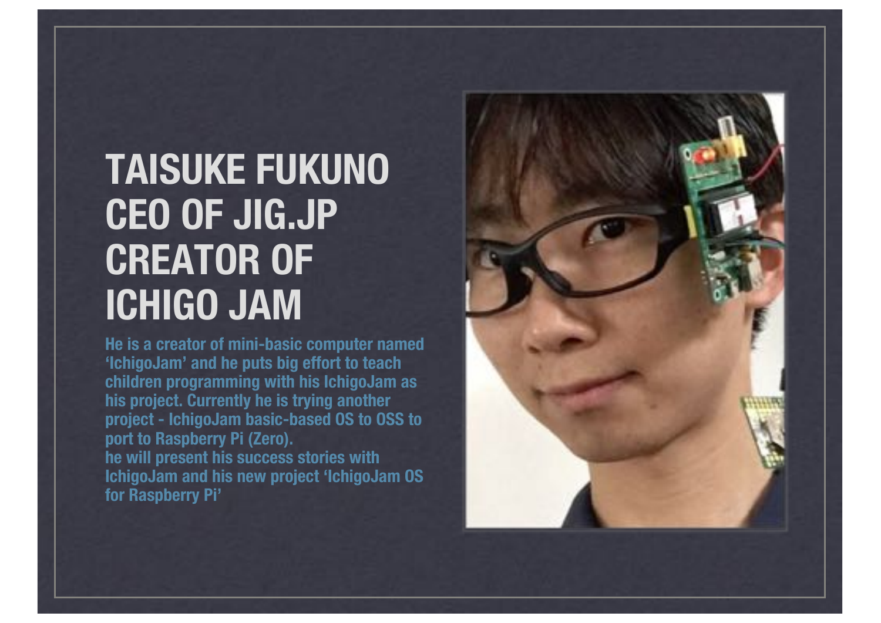# TAISUKE FUKUNO
# CEO OF JIG.JP
# CREATOR OF ICHIGO JAM

**He is a creator of mini-basic computer named 'IchigoJam' and he puts big effort to teach children programming with his IchigoJam as his project. Currently he is trying another project - IchigoJam basic-based OS to OSS to port to Raspberry Pi (Zero).**
**he will present his success stories with IchigoJam and his new project 'IchigoJam OS for Raspberry Pi'**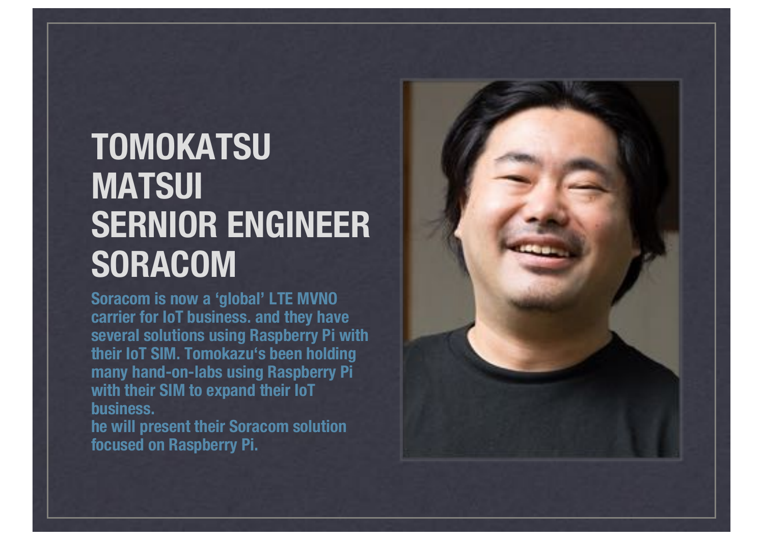# TOMOKATSU MATSUI SERNIOR ENGINEER SORACOM

**Soracom is now a 'global' LTE MVNO carrier for IoT business. and they have several solutions using Raspberry Pi with their IoT SIM. Tomokazu's been holding many hand-on-labs using Raspberry Pi with their SIM to expand their IoT business.**
**he will present their Soracom solution focused on Raspberry Pi.**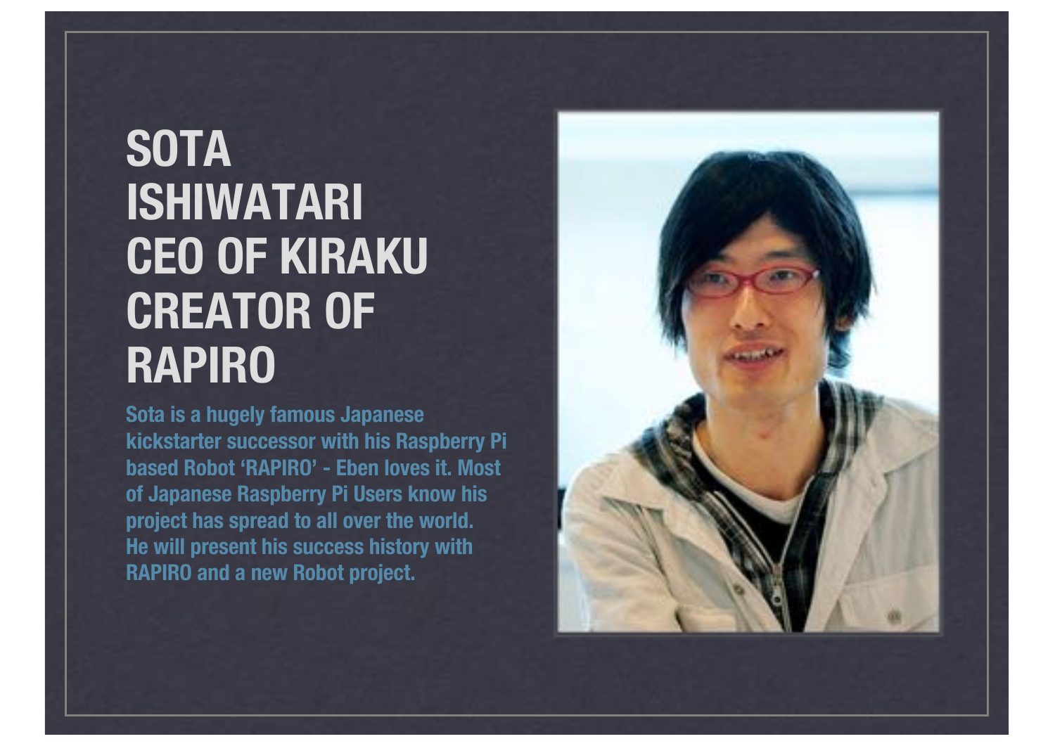# SOTA ISHIWATARI CEO OF KIRAKU CREATOR OF RAPIRO

**Sota is a hugely famous Japanese kickstarter successor with his Raspberry Pi based Robot 'RAPIRO' - Eben loves it. Most of Japanese Raspberry Pi Users know his project has spread to all over the world. He will present his success history with RAPIRO and a new Robot project.**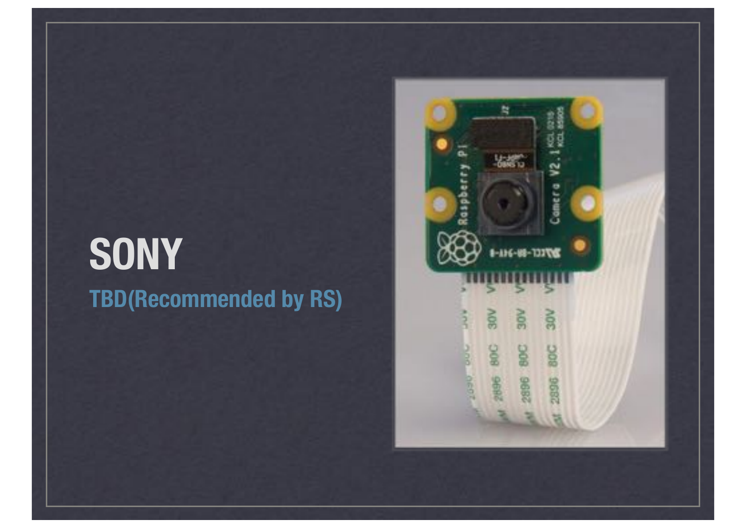# SONY

**TBD(Recommended by RS)**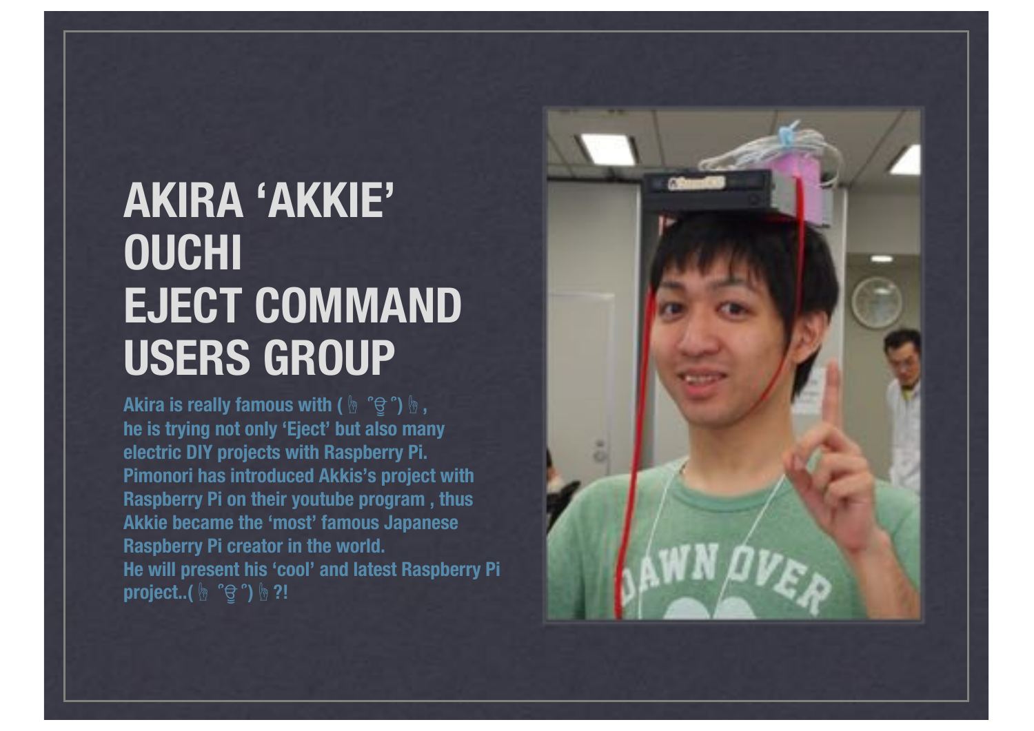# AKIRA 'AKKIE' OUCHI EJECT COMMAND USERS GROUP

**Akira is really famous with ( 👆 ﾟ◎ﾟ) 👆 , he is trying not only 'Eject' but also many electric DIY projects with Raspberry Pi. Pimonori has introduced Akkis's project with Raspberry Pi on their youtube program , thus Akkie became the 'most' famous Japanese Raspberry Pi creator in the world. He will present his 'cool' and latest Raspberry Pi project..( 👆 ﾟ◎ﾟ) 👆 ?!**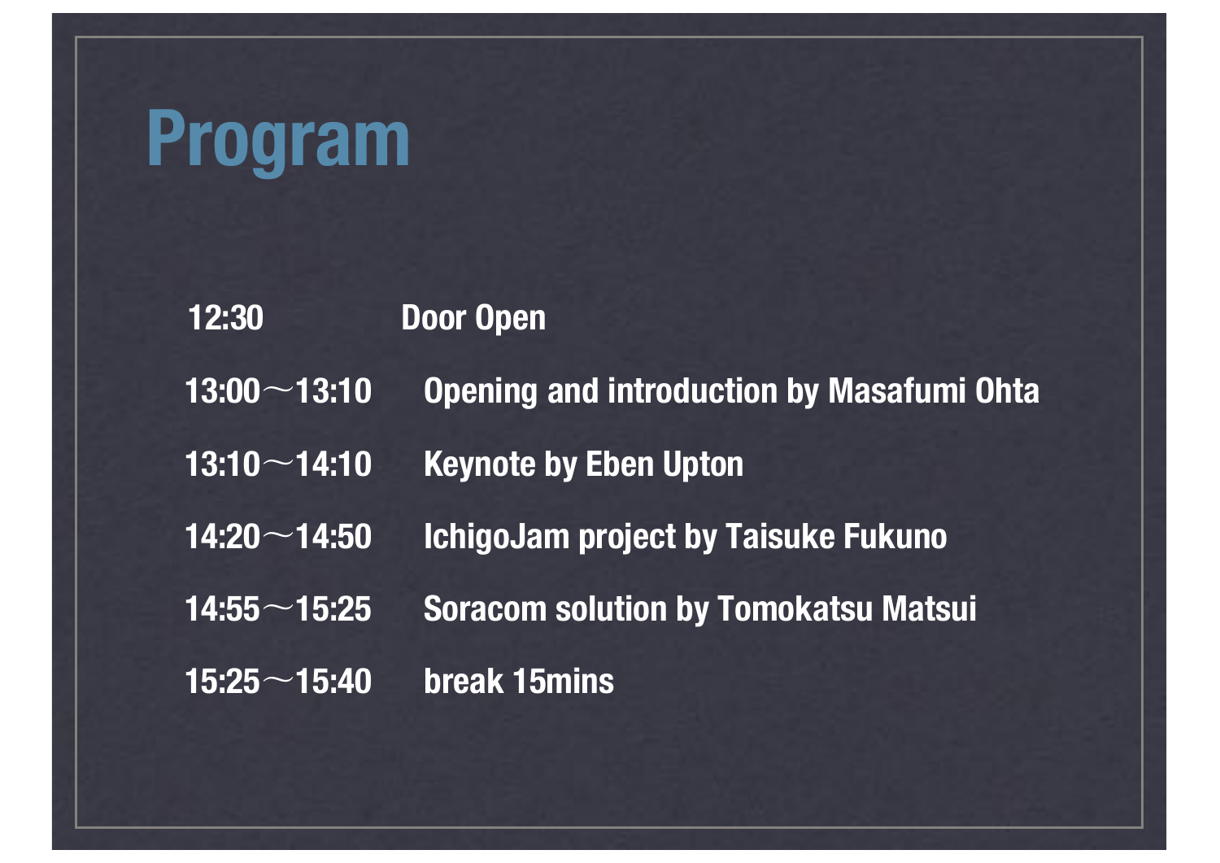# Program

| | |
|---|---|
| 12:30 | Door Open |
| 13:00〜13:10 | Opening and introduction by Masafumi Ohta |
| 13:10〜14:10 | Keynote by Eben Upton |
| 14:20〜14:50 | IchigoJam project by Taisuke Fukuno |
| 14:55〜15:25 | Soracom solution by Tomokatsu Matsui |
| 15:25〜15:40 | break 15mins |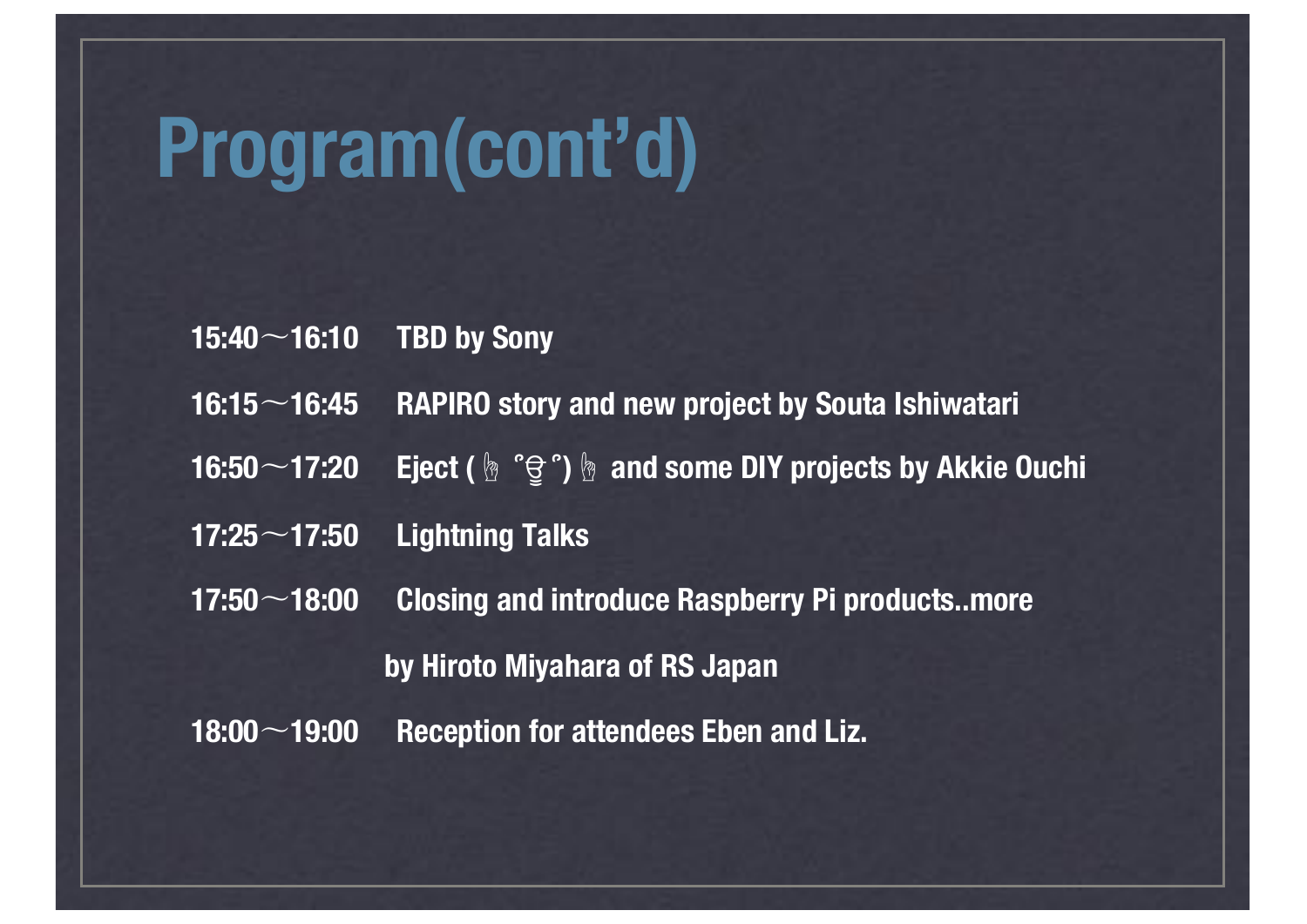# Program(cont'd)

15:40〜16:10　TBD by Sony

16:15〜16:45　RAPIRO story and new project by Souta Ishiwatari

16:50〜17:20　Eject ( ☝ ﾟ∀ﾟ) ☝ and some DIY projects by Akkie Ouchi

17:25〜17:50　Lightning Talks

17:50〜18:00　Closing and introduce Raspberry Pi products..more

by Hiroto Miyahara of RS Japan

18:00〜19:00　Reception for attendees Eben and Liz.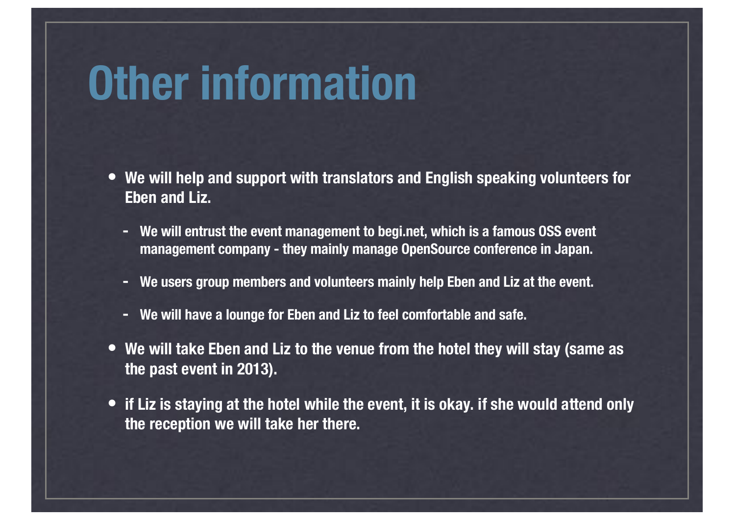# Other information

- We will help and support with translators and English speaking volunteers for Eben and Liz.
  - We will entrust the event management to begi.net, which is a famous OSS event management company - they mainly manage OpenSource conference in Japan.
  - We users group members and volunteers mainly help Eben and Liz at the event.
  - We will have a lounge for Eben and Liz to feel comfortable and safe.
- We will take Eben and Liz to the venue from the hotel they will stay (same as the past event in 2013).
- if Liz is staying at the hotel while the event, it is okay. if she would attend only the reception we will take her there.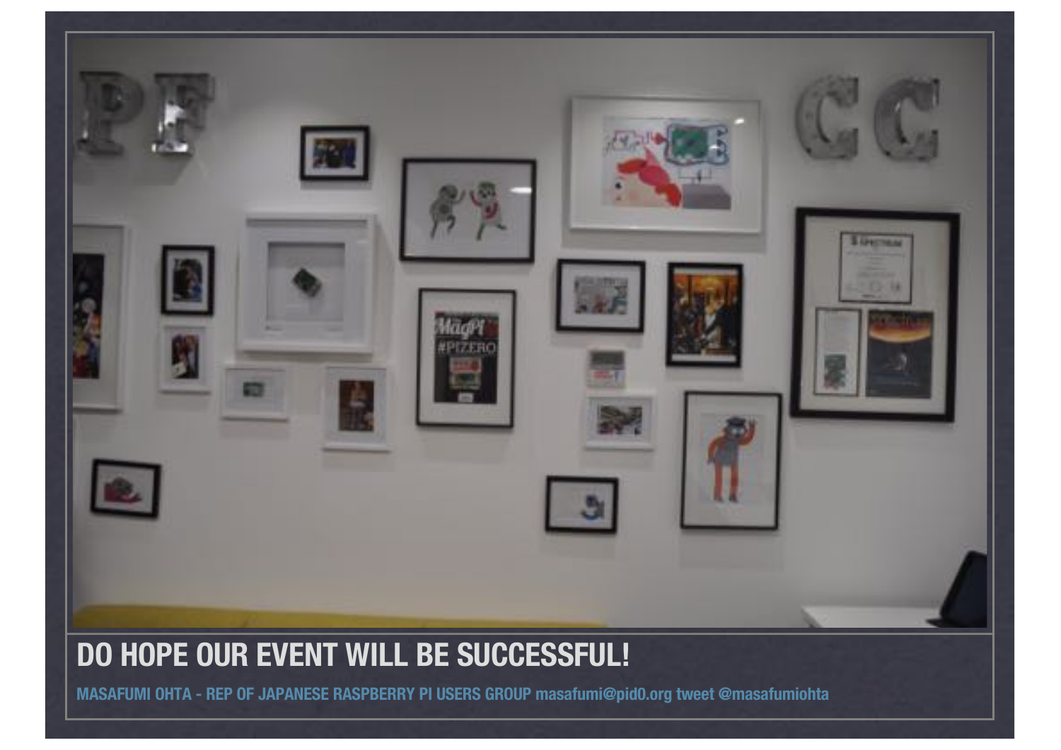## DO HOPE OUR EVENT WILL BE SUCCESSFUL!

MASAFUMI OHTA - REP OF JAPANESE RASPBERRY PI USERS GROUP masafumi@pid0.org tweet @masafumiohta